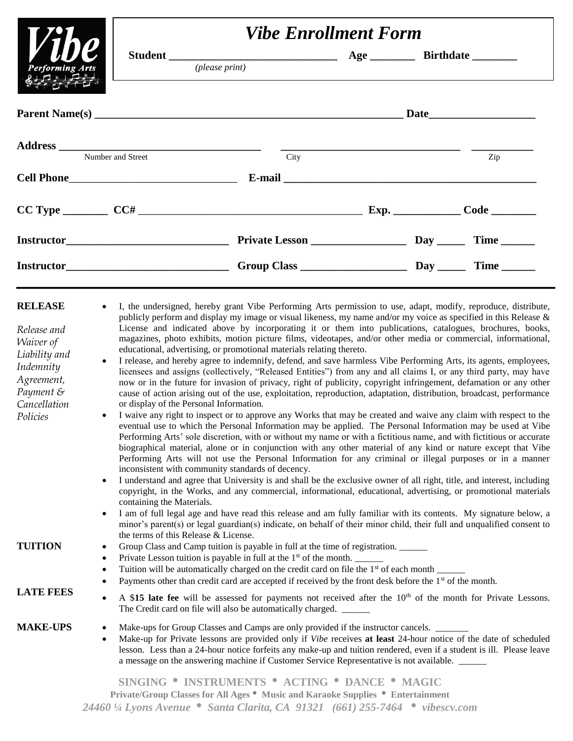Vibe Performing Arts

# *Vibe Enrollment Form*

**Student** ______________________________ **Age** ________ **Birthdate** ________
*(please print)*

**Parent Name(s)** ________________________________________________________ **Date**___________________

**Address** ____________________________________ ________________________________ ___________
Number and Street City Zip

**Cell Phone**______________________________ **E-mail** _____________________________________________

**CC Type** ________ **CC#** _________________________________________ **Exp.** ____________ **Code** ________

**Instructor**_____________________________ **Private Lesson** _________________ **Day** _____ **Time** ______

**Instructor**_____________________________ **Group Class** ___________________ **Day** _____ **Time** ______

---

**RELEASE**

*Release and Waiver of Liability and Indemnity Agreement, Payment & Cancellation Policies*

- I, the undersigned, hereby grant Vibe Performing Arts permission to use, adapt, modify, reproduce, distribute, publicly perform and display my image or visual likeness, my name and/or my voice as specified in this Release & License and indicated above by incorporating it or them into publications, catalogues, brochures, books, magazines, photo exhibits, motion picture films, videotapes, and/or other media or commercial, informational, educational, advertising, or promotional materials relating thereto.
- I release, and hereby agree to indemnify, defend, and save harmless Vibe Performing Arts, its agents, employees, licensees and assigns (collectively, "Released Entities") from any and all claims I, or any third party, may have now or in the future for invasion of privacy, right of publicity, copyright infringement, defamation or any other cause of action arising out of the use, exploitation, reproduction, adaptation, distribution, broadcast, performance or display of the Personal Information.
- I waive any right to inspect or to approve any Works that may be created and waive any claim with respect to the eventual use to which the Personal Information may be applied. The Personal Information may be used at Vibe Performing Arts' sole discretion, with or without my name or with a fictitious name, and with fictitious or accurate biographical material, alone or in conjunction with any other material of any kind or nature except that Vibe Performing Arts will not use the Personal Information for any criminal or illegal purposes or in a manner inconsistent with community standards of decency.
- I understand and agree that University is and shall be the exclusive owner of all right, title, and interest, including copyright, in the Works, and any commercial, informational, educational, advertising, or promotional materials containing the Materials.
- I am of full legal age and have read this release and am fully familiar with its contents. My signature below, a minor's parent(s) or legal guardian(s) indicate, on behalf of their minor child, their full and unqualified consent to the terms of this Release & License.

**TUITION**

- Group Class and Camp tuition is payable in full at the time of registration. ______
- Private Lesson tuition is payable in full at the 1st of the month. ______
- Tuition will be automatically charged on the credit card on file the 1st of each month ______
- Payments other than credit card are accepted if received by the front desk before the 1st of the month.

**LATE FEES**

- A $**15 late fee** will be assessed for payments not received after the 10th of the month for Private Lessons. The Credit card on file will also be automatically charged. ______

**MAKE-UPS**

- Make-ups for Group Classes and Camps are only provided if the instructor cancels. _______
- Make-up for Private lessons are provided only if *Vibe* receives **at least** 24-hour notice of the date of scheduled lesson. Less than a 24-hour notice forfeits any make-up and tuition rendered, even if a student is ill. Please leave a message on the answering machine if Customer Service Representative is not available. ______

**SINGING • INSTRUMENTS • ACTING • DANCE • MAGIC**
**Private/Group Classes for All Ages • Music and Karaoke Supplies • Entertainment**
***24460 ¼ Lyons Avenue • Santa Clarita, CA 91321 (661) 255-7464 • vibescv.com***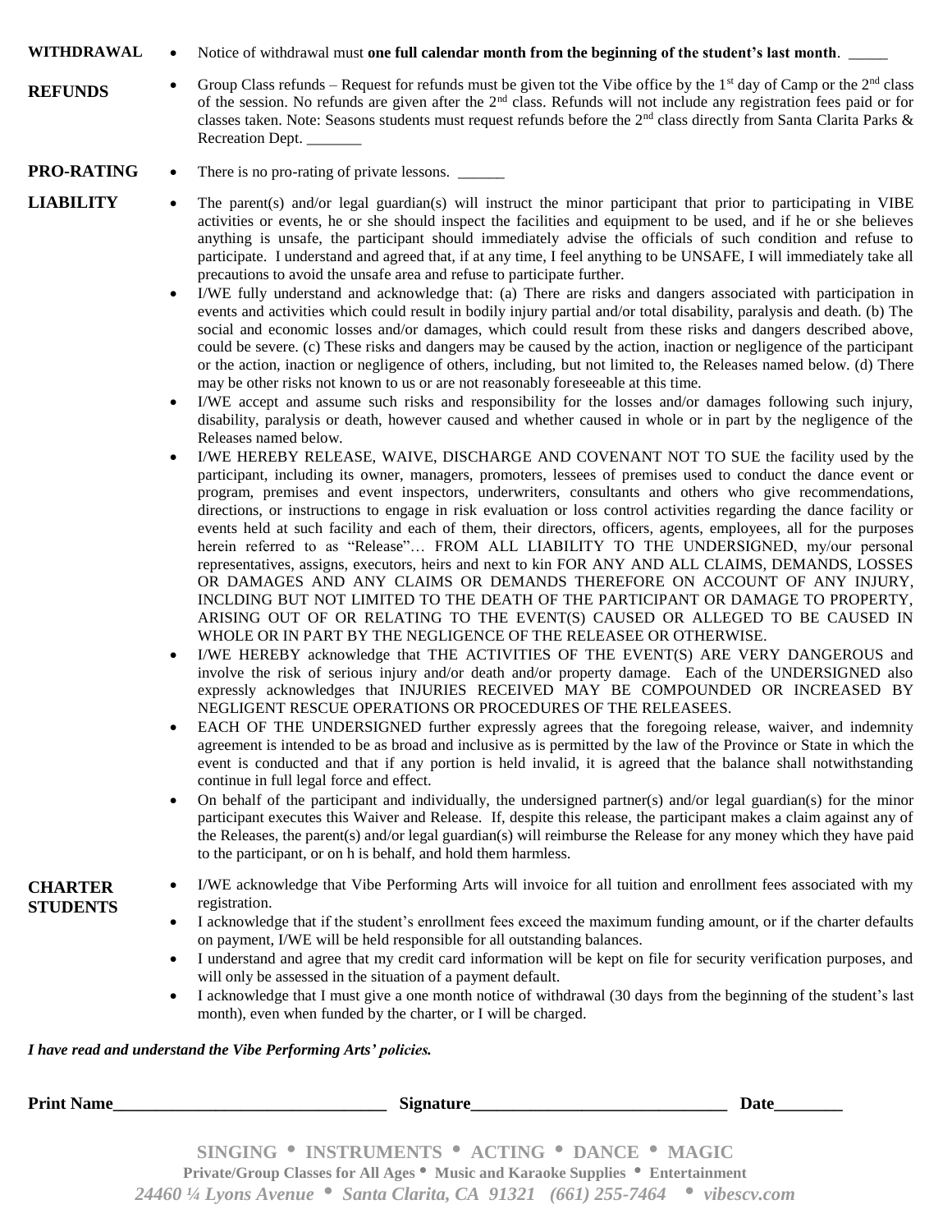**WITHDRAWAL**

- Notice of withdrawal must **one full calendar month from the beginning of the student's last month**. _____

**REFUNDS**

- Group Class refunds – Request for refunds must be given tot the Vibe office by the 1st day of Camp or the 2nd class of the session. No refunds are given after the 2nd class. Refunds will not include any registration fees paid or for classes taken. Note: Seasons students must request refunds before the 2nd class directly from Santa Clarita Parks & Recreation Dept. _______

**PRO-RATING**

- There is no pro-rating of private lessons. ______

**LIABILITY**

- The parent(s) and/or legal guardian(s) will instruct the minor participant that prior to participating in VIBE activities or events, he or she should inspect the facilities and equipment to be used, and if he or she believes anything is unsafe, the participant should immediately advise the officials of such condition and refuse to participate. I understand and agreed that, if at any time, I feel anything to be UNSAFE, I will immediately take all precautions to avoid the unsafe area and refuse to participate further.
- I/WE fully understand and acknowledge that: (a) There are risks and dangers associated with participation in events and activities which could result in bodily injury partial and/or total disability, paralysis and death. (b) The social and economic losses and/or damages, which could result from these risks and dangers described above, could be severe. (c) These risks and dangers may be caused by the action, inaction or negligence of the participant or the action, inaction or negligence of others, including, but not limited to, the Releases named below. (d) There may be other risks not known to us or are not reasonably foreseeable at this time.
- I/WE accept and assume such risks and responsibility for the losses and/or damages following such injury, disability, paralysis or death, however caused and whether caused in whole or in part by the negligence of the Releases named below.
- I/WE HEREBY RELEASE, WAIVE, DISCHARGE AND COVENANT NOT TO SUE the facility used by the participant, including its owner, managers, promoters, lessees of premises used to conduct the dance event or program, premises and event inspectors, underwriters, consultants and others who give recommendations, directions, or instructions to engage in risk evaluation or loss control activities regarding the dance facility or events held at such facility and each of them, their directors, officers, agents, employees, all for the purposes herein referred to as "Release"… FROM ALL LIABILITY TO THE UNDERSIGNED, my/our personal representatives, assigns, executors, heirs and next to kin FOR ANY AND ALL CLAIMS, DEMANDS, LOSSES OR DAMAGES AND ANY CLAIMS OR DEMANDS THEREFORE ON ACCOUNT OF ANY INJURY, INCLDING BUT NOT LIMITED TO THE DEATH OF THE PARTICIPANT OR DAMAGE TO PROPERTY, ARISING OUT OF OR RELATING TO THE EVENT(S) CAUSED OR ALLEGED TO BE CAUSED IN WHOLE OR IN PART BY THE NEGLIGENCE OF THE RELEASEE OR OTHERWISE.
- I/WE HEREBY acknowledge that THE ACTIVITIES OF THE EVENT(S) ARE VERY DANGEROUS and involve the risk of serious injury and/or death and/or property damage. Each of the UNDERSIGNED also expressly acknowledges that INJURIES RECEIVED MAY BE COMPOUNDED OR INCREASED BY NEGLIGENT RESCUE OPERATIONS OR PROCEDURES OF THE RELEASEES.
- EACH OF THE UNDERSIGNED further expressly agrees that the foregoing release, waiver, and indemnity agreement is intended to be as broad and inclusive as is permitted by the law of the Province or State in which the event is conducted and that if any portion is held invalid, it is agreed that the balance shall notwithstanding continue in full legal force and effect.
- On behalf of the participant and individually, the undersigned partner(s) and/or legal guardian(s) for the minor participant executes this Waiver and Release. If, despite this release, the participant makes a claim against any of the Releases, the parent(s) and/or legal guardian(s) will reimburse the Release for any money which they have paid to the participant, or on h is behalf, and hold them harmless.

**CHARTER STUDENTS**

- I/WE acknowledge that Vibe Performing Arts will invoice for all tuition and enrollment fees associated with my registration.
- I acknowledge that if the student's enrollment fees exceed the maximum funding amount, or if the charter defaults on payment, I/WE will be held responsible for all outstanding balances.
- I understand and agree that my credit card information will be kept on file for security verification purposes, and will only be assessed in the situation of a payment default.
- I acknowledge that I must give a one month notice of withdrawal (30 days from the beginning of the student's last month), even when funded by the charter, or I will be charged.

***I have read and understand the Vibe Performing Arts' policies.***

**Print Name**_______________________________ **Signature**_____________________________ **Date**________

**SINGING • INSTRUMENTS • ACTING • DANCE • MAGIC**

**Private/Group Classes for All Ages • Music and Karaoke Supplies • Entertainment**

***24460 ¼ Lyons Avenue • Santa Clarita, CA 91321 (661) 255-7464 • vibescv.com***